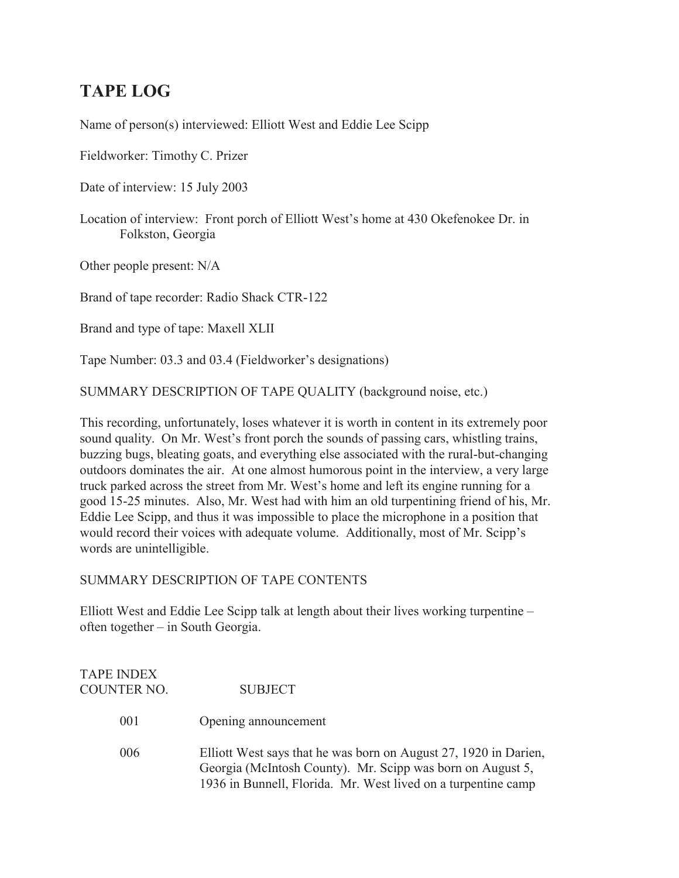# TAPE LOG

Name of person(s) interviewed: Elliott West and Eddie Lee Scipp

Fieldworker: Timothy C. Prizer

Date of interview: 15 July 2003

Location of interview: Front porch of Elliott West's home at 430 Okefenokee Dr. in Folkston, Georgia

Other people present: N/A

Brand of tape recorder: Radio Shack CTR-122

Brand and type of tape: Maxell XLII

Tape Number: 03.3 and 03.4 (Fieldworker's designations)

SUMMARY DESCRIPTION OF TAPE QUALITY (background noise, etc.)

This recording, unfortunately, loses whatever it is worth in content in its extremely poor sound quality. On Mr. West's front porch the sounds of passing cars, whistling trains, buzzing bugs, bleating goats, and everything else associated with the rural-but-changing outdoors dominates the air. At one almost humorous point in the interview, a very large truck parked across the street from Mr. West's home and left its engine running for a good 15-25 minutes. Also, Mr. West had with him an old turpentining friend of his, Mr. Eddie Lee Scipp, and thus it was impossible to place the microphone in a position that would record their voices with adequate volume. Additionally, most of Mr. Scipp's words are unintelligible.

SUMMARY DESCRIPTION OF TAPE CONTENTS

Elliott West and Eddie Lee Scipp talk at length about their lives working turpentine – often together – in South Georgia.

| TAPE INDEX COUNTER NO. | SUBJECT |
|---|---|
| 001 | Opening announcement |
| 006 | Elliott West says that he was born on August 27, 1920 in Darien, Georgia (McIntosh County). Mr. Scipp was born on August 5, 1936 in Bunnell, Florida. Mr. West lived on a turpentine camp |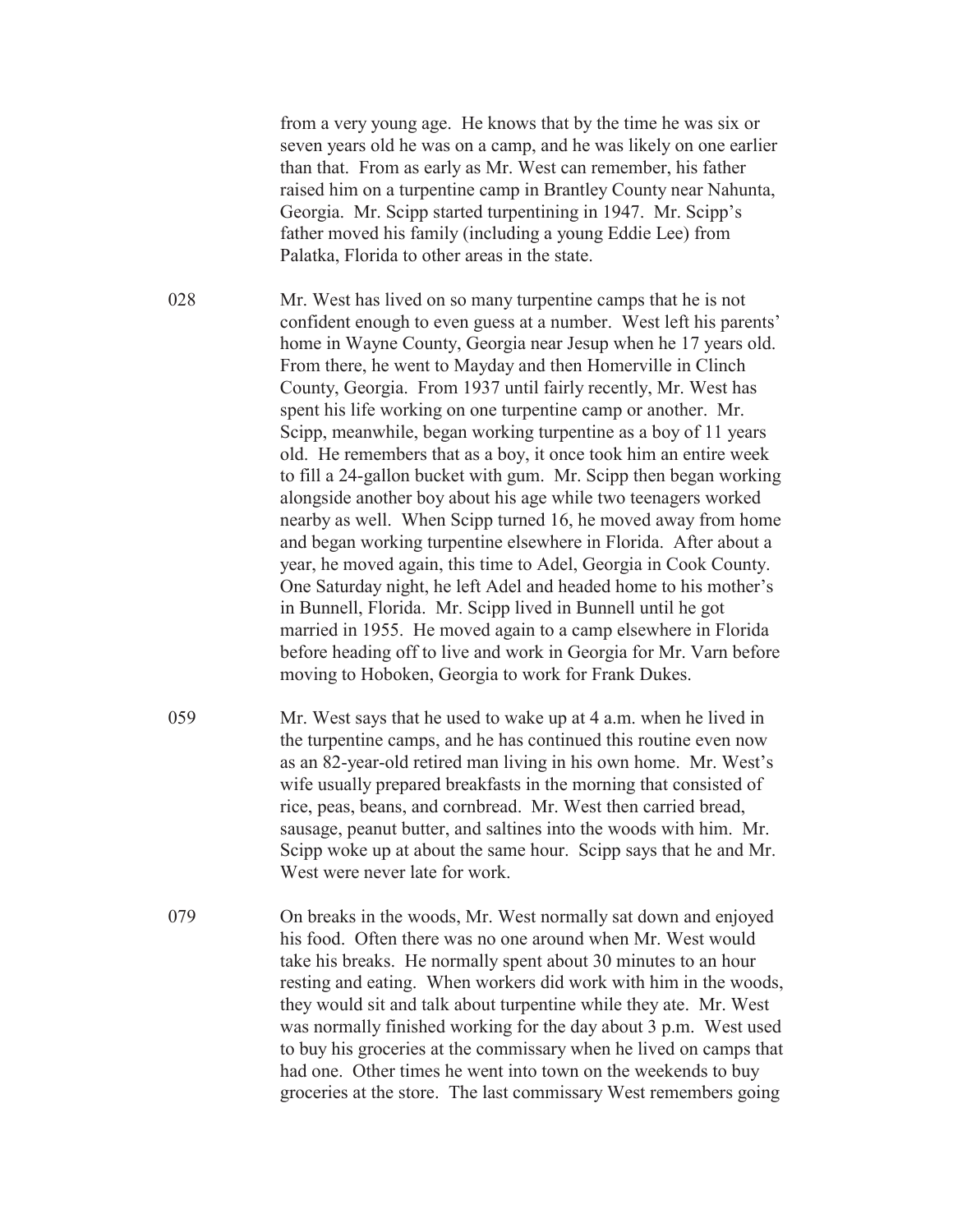from a very young age. He knows that by the time he was six or seven years old he was on a camp, and he was likely on one earlier than that. From as early as Mr. West can remember, his father raised him on a turpentine camp in Brantley County near Nahunta, Georgia. Mr. Scipp started turpentining in 1947. Mr. Scipp's father moved his family (including a young Eddie Lee) from Palatka, Florida to other areas in the state.

028 Mr. West has lived on so many turpentine camps that he is not confident enough to even guess at a number. West left his parents' home in Wayne County, Georgia near Jesup when he 17 years old. From there, he went to Mayday and then Homerville in Clinch County, Georgia. From 1937 until fairly recently, Mr. West has spent his life working on one turpentine camp or another. Mr. Scipp, meanwhile, began working turpentine as a boy of 11 years old. He remembers that as a boy, it once took him an entire week to fill a 24-gallon bucket with gum. Mr. Scipp then began working alongside another boy about his age while two teenagers worked nearby as well. When Scipp turned 16, he moved away from home and began working turpentine elsewhere in Florida. After about a year, he moved again, this time to Adel, Georgia in Cook County. One Saturday night, he left Adel and headed home to his mother's in Bunnell, Florida. Mr. Scipp lived in Bunnell until he got married in 1955. He moved again to a camp elsewhere in Florida before heading off to live and work in Georgia for Mr. Varn before moving to Hoboken, Georgia to work for Frank Dukes.

059 Mr. West says that he used to wake up at 4 a.m. when he lived in the turpentine camps, and he has continued this routine even now as an 82-year-old retired man living in his own home. Mr. West's wife usually prepared breakfasts in the morning that consisted of rice, peas, beans, and cornbread. Mr. West then carried bread, sausage, peanut butter, and saltines into the woods with him. Mr. Scipp woke up at about the same hour. Scipp says that he and Mr. West were never late for work.

079 On breaks in the woods, Mr. West normally sat down and enjoyed his food. Often there was no one around when Mr. West would take his breaks. He normally spent about 30 minutes to an hour resting and eating. When workers did work with him in the woods, they would sit and talk about turpentine while they ate. Mr. West was normally finished working for the day about 3 p.m. West used to buy his groceries at the commissary when he lived on camps that had one. Other times he went into town on the weekends to buy groceries at the store. The last commissary West remembers going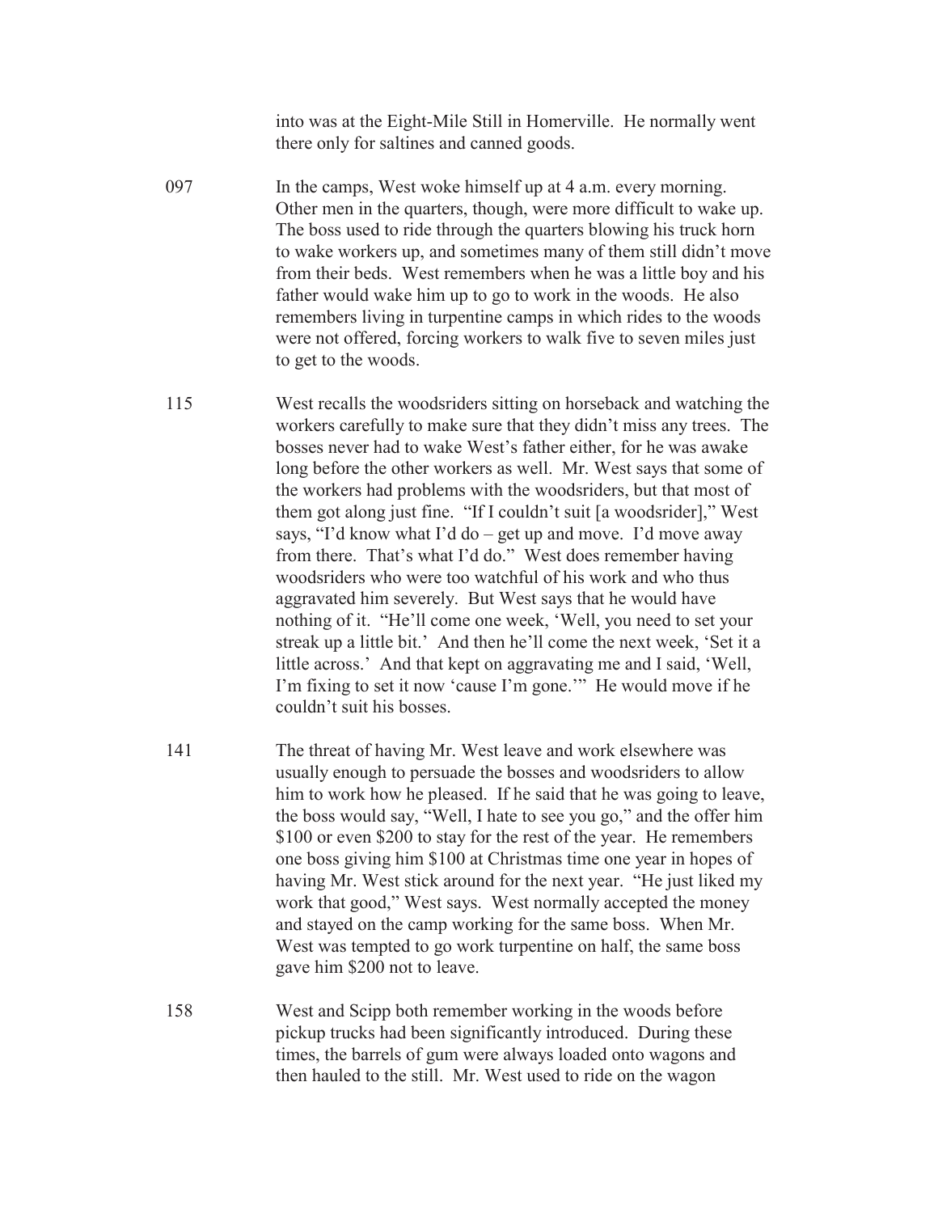into was at the Eight-Mile Still in Homerville. He normally went there only for saltines and canned goods.

097 In the camps, West woke himself up at 4 a.m. every morning. Other men in the quarters, though, were more difficult to wake up. The boss used to ride through the quarters blowing his truck horn to wake workers up, and sometimes many of them still didn't move from their beds. West remembers when he was a little boy and his father would wake him up to go to work in the woods. He also remembers living in turpentine camps in which rides to the woods were not offered, forcing workers to walk five to seven miles just to get to the woods.

115 West recalls the woodsriders sitting on horseback and watching the workers carefully to make sure that they didn't miss any trees. The bosses never had to wake West's father either, for he was awake long before the other workers as well. Mr. West says that some of the workers had problems with the woodsriders, but that most of them got along just fine. "If I couldn't suit [a woodsrider]," West says, "I'd know what I'd do – get up and move. I'd move away from there. That's what I'd do." West does remember having woodsriders who were too watchful of his work and who thus aggravated him severely. But West says that he would have nothing of it. "He'll come one week, 'Well, you need to set your streak up a little bit.' And then he'll come the next week, 'Set it a little across.' And that kept on aggravating me and I said, 'Well, I'm fixing to set it now 'cause I'm gone.'" He would move if he couldn't suit his bosses.

141 The threat of having Mr. West leave and work elsewhere was usually enough to persuade the bosses and woodsriders to allow him to work how he pleased. If he said that he was going to leave, the boss would say, "Well, I hate to see you go," and the offer him $100 or even $200 to stay for the rest of the year. He remembers one boss giving him $100 at Christmas time one year in hopes of having Mr. West stick around for the next year. "He just liked my work that good," West says. West normally accepted the money and stayed on the camp working for the same boss. When Mr. West was tempted to go work turpentine on half, the same boss gave him $200 not to leave.

158 West and Scipp both remember working in the woods before pickup trucks had been significantly introduced. During these times, the barrels of gum were always loaded onto wagons and then hauled to the still. Mr. West used to ride on the wagon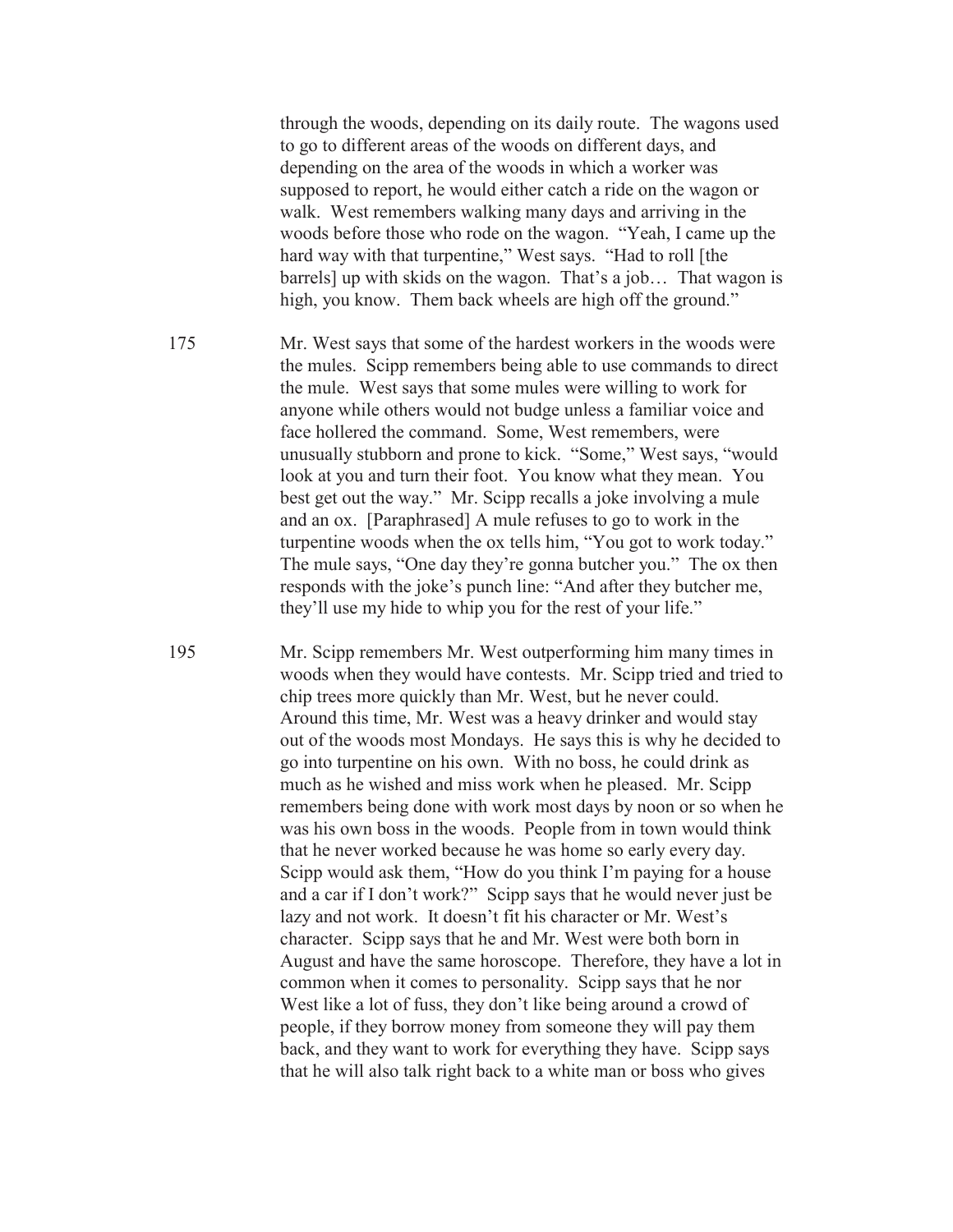through the woods, depending on its daily route. The wagons used to go to different areas of the woods on different days, and depending on the area of the woods in which a worker was supposed to report, he would either catch a ride on the wagon or walk. West remembers walking many days and arriving in the woods before those who rode on the wagon. "Yeah, I came up the hard way with that turpentine," West says. "Had to roll [the barrels] up with skids on the wagon. That's a job… That wagon is high, you know. Them back wheels are high off the ground."

175 Mr. West says that some of the hardest workers in the woods were the mules. Scipp remembers being able to use commands to direct the mule. West says that some mules were willing to work for anyone while others would not budge unless a familiar voice and face hollered the command. Some, West remembers, were unusually stubborn and prone to kick. "Some," West says, "would look at you and turn their foot. You know what they mean. You best get out the way." Mr. Scipp recalls a joke involving a mule and an ox. [Paraphrased] A mule refuses to go to work in the turpentine woods when the ox tells him, "You got to work today." The mule says, "One day they're gonna butcher you." The ox then responds with the joke's punch line: "And after they butcher me, they'll use my hide to whip you for the rest of your life."

195 Mr. Scipp remembers Mr. West outperforming him many times in woods when they would have contests. Mr. Scipp tried and tried to chip trees more quickly than Mr. West, but he never could. Around this time, Mr. West was a heavy drinker and would stay out of the woods most Mondays. He says this is why he decided to go into turpentine on his own. With no boss, he could drink as much as he wished and miss work when he pleased. Mr. Scipp remembers being done with work most days by noon or so when he was his own boss in the woods. People from in town would think that he never worked because he was home so early every day. Scipp would ask them, "How do you think I'm paying for a house and a car if I don't work?" Scipp says that he would never just be lazy and not work. It doesn't fit his character or Mr. West's character. Scipp says that he and Mr. West were both born in August and have the same horoscope. Therefore, they have a lot in common when it comes to personality. Scipp says that he nor West like a lot of fuss, they don't like being around a crowd of people, if they borrow money from someone they will pay them back, and they want to work for everything they have. Scipp says that he will also talk right back to a white man or boss who gives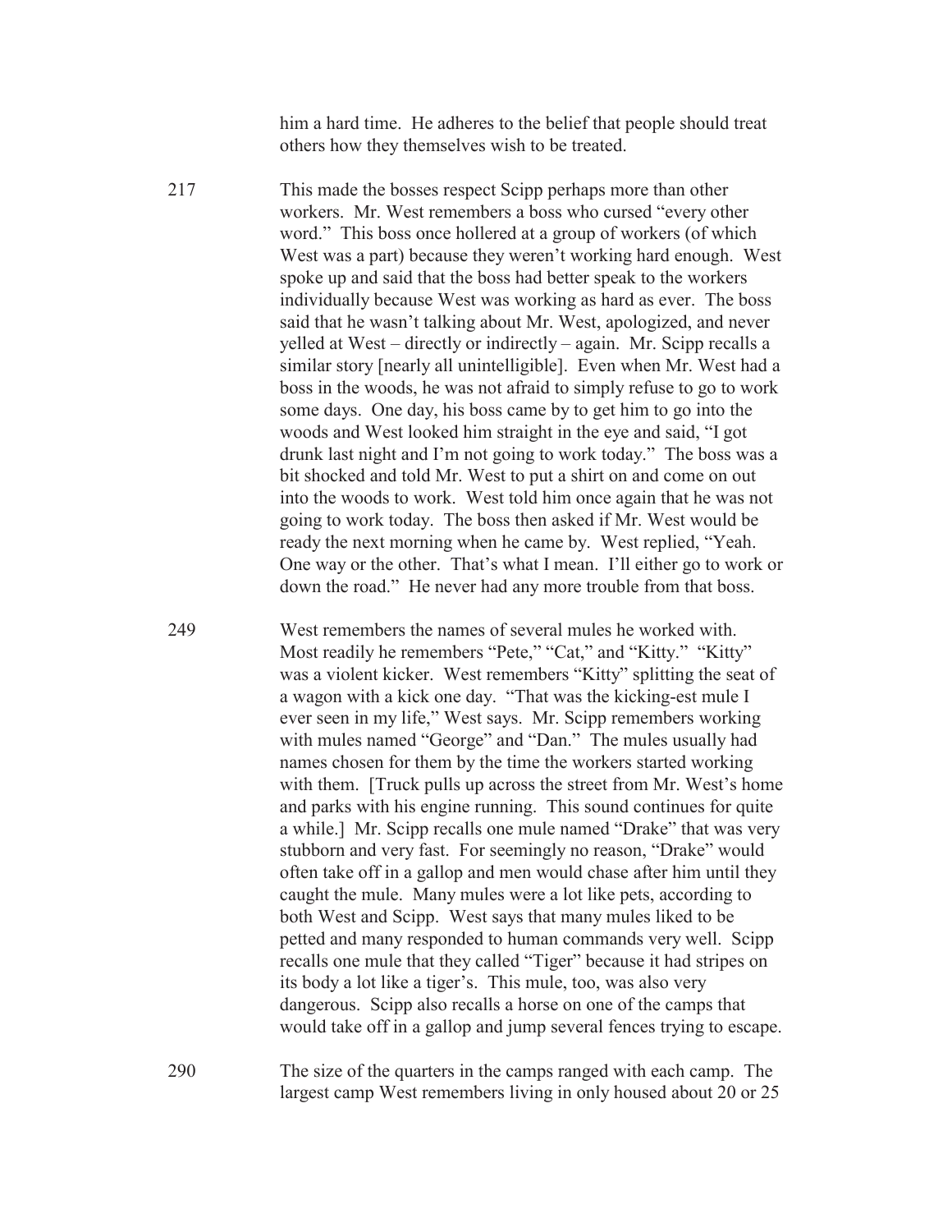him a hard time. He adheres to the belief that people should treat others how they themselves wish to be treated.

217 This made the bosses respect Scipp perhaps more than other workers. Mr. West remembers a boss who cursed "every other word." This boss once hollered at a group of workers (of which West was a part) because they weren't working hard enough. West spoke up and said that the boss had better speak to the workers individually because West was working as hard as ever. The boss said that he wasn't talking about Mr. West, apologized, and never yelled at West – directly or indirectly – again. Mr. Scipp recalls a similar story [nearly all unintelligible]. Even when Mr. West had a boss in the woods, he was not afraid to simply refuse to go to work some days. One day, his boss came by to get him to go into the woods and West looked him straight in the eye and said, "I got drunk last night and I'm not going to work today." The boss was a bit shocked and told Mr. West to put a shirt on and come on out into the woods to work. West told him once again that he was not going to work today. The boss then asked if Mr. West would be ready the next morning when he came by. West replied, "Yeah. One way or the other. That's what I mean. I'll either go to work or down the road." He never had any more trouble from that boss.

249 West remembers the names of several mules he worked with. Most readily he remembers "Pete," "Cat," and "Kitty." "Kitty" was a violent kicker. West remembers "Kitty" splitting the seat of a wagon with a kick one day. "That was the kicking-est mule I ever seen in my life," West says. Mr. Scipp remembers working with mules named "George" and "Dan." The mules usually had names chosen for them by the time the workers started working with them. [Truck pulls up across the street from Mr. West's home and parks with his engine running. This sound continues for quite a while.] Mr. Scipp recalls one mule named "Drake" that was very stubborn and very fast. For seemingly no reason, "Drake" would often take off in a gallop and men would chase after him until they caught the mule. Many mules were a lot like pets, according to both West and Scipp. West says that many mules liked to be petted and many responded to human commands very well. Scipp recalls one mule that they called "Tiger" because it had stripes on its body a lot like a tiger's. This mule, too, was also very dangerous. Scipp also recalls a horse on one of the camps that would take off in a gallop and jump several fences trying to escape.

290 The size of the quarters in the camps ranged with each camp. The largest camp West remembers living in only housed about 20 or 25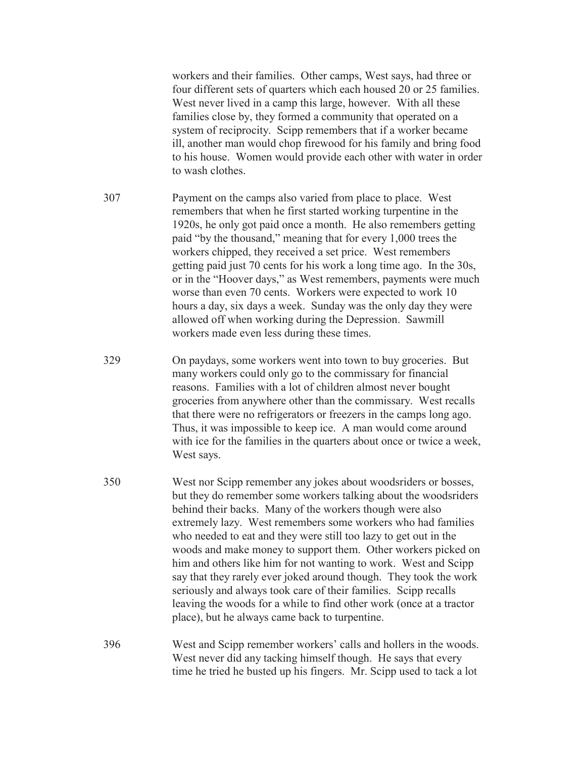workers and their families. Other camps, West says, had three or four different sets of quarters which each housed 20 or 25 families. West never lived in a camp this large, however. With all these families close by, they formed a community that operated on a system of reciprocity. Scipp remembers that if a worker became ill, another man would chop firewood for his family and bring food to his house. Women would provide each other with water in order to wash clothes.

307 Payment on the camps also varied from place to place. West remembers that when he first started working turpentine in the 1920s, he only got paid once a month. He also remembers getting paid "by the thousand," meaning that for every 1,000 trees the workers chipped, they received a set price. West remembers getting paid just 70 cents for his work a long time ago. In the 30s, or in the "Hoover days," as West remembers, payments were much worse than even 70 cents. Workers were expected to work 10 hours a day, six days a week. Sunday was the only day they were allowed off when working during the Depression. Sawmill workers made even less during these times.

329 On paydays, some workers went into town to buy groceries. But many workers could only go to the commissary for financial reasons. Families with a lot of children almost never bought groceries from anywhere other than the commissary. West recalls that there were no refrigerators or freezers in the camps long ago. Thus, it was impossible to keep ice. A man would come around with ice for the families in the quarters about once or twice a week, West says.

350 West nor Scipp remember any jokes about woodsriders or bosses, but they do remember some workers talking about the woodsriders behind their backs. Many of the workers though were also extremely lazy. West remembers some workers who had families who needed to eat and they were still too lazy to get out in the woods and make money to support them. Other workers picked on him and others like him for not wanting to work. West and Scipp say that they rarely ever joked around though. They took the work seriously and always took care of their families. Scipp recalls leaving the woods for a while to find other work (once at a tractor place), but he always came back to turpentine.

396 West and Scipp remember workers' calls and hollers in the woods. West never did any tacking himself though. He says that every time he tried he busted up his fingers. Mr. Scipp used to tack a lot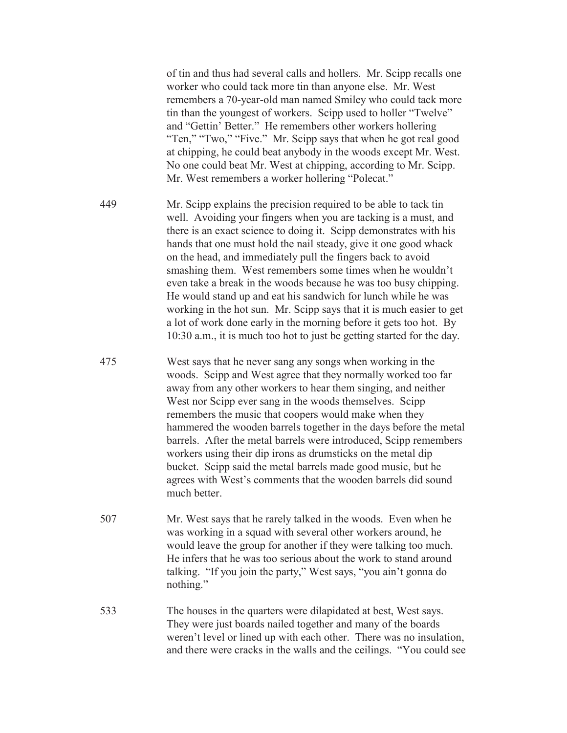of tin and thus had several calls and hollers. Mr. Scipp recalls one worker who could tack more tin than anyone else. Mr. West remembers a 70-year-old man named Smiley who could tack more tin than the youngest of workers. Scipp used to holler "Twelve" and "Gettin' Better." He remembers other workers hollering "Ten," "Two," "Five." Mr. Scipp says that when he got real good at chipping, he could beat anybody in the woods except Mr. West. No one could beat Mr. West at chipping, according to Mr. Scipp. Mr. West remembers a worker hollering "Polecat."

449 Mr. Scipp explains the precision required to be able to tack tin well. Avoiding your fingers when you are tacking is a must, and there is an exact science to doing it. Scipp demonstrates with his hands that one must hold the nail steady, give it one good whack on the head, and immediately pull the fingers back to avoid smashing them. West remembers some times when he wouldn't even take a break in the woods because he was too busy chipping. He would stand up and eat his sandwich for lunch while he was working in the hot sun. Mr. Scipp says that it is much easier to get a lot of work done early in the morning before it gets too hot. By 10:30 a.m., it is much too hot to just be getting started for the day.

475 West says that he never sang any songs when working in the woods. Scipp and West agree that they normally worked too far away from any other workers to hear them singing, and neither West nor Scipp ever sang in the woods themselves. Scipp remembers the music that coopers would make when they hammered the wooden barrels together in the days before the metal barrels. After the metal barrels were introduced, Scipp remembers workers using their dip irons as drumsticks on the metal dip bucket. Scipp said the metal barrels made good music, but he agrees with West's comments that the wooden barrels did sound much better.

507 Mr. West says that he rarely talked in the woods. Even when he was working in a squad with several other workers around, he would leave the group for another if they were talking too much. He infers that he was too serious about the work to stand around talking. "If you join the party," West says, "you ain't gonna do nothing."

533 The houses in the quarters were dilapidated at best, West says. They were just boards nailed together and many of the boards weren't level or lined up with each other. There was no insulation, and there were cracks in the walls and the ceilings. "You could see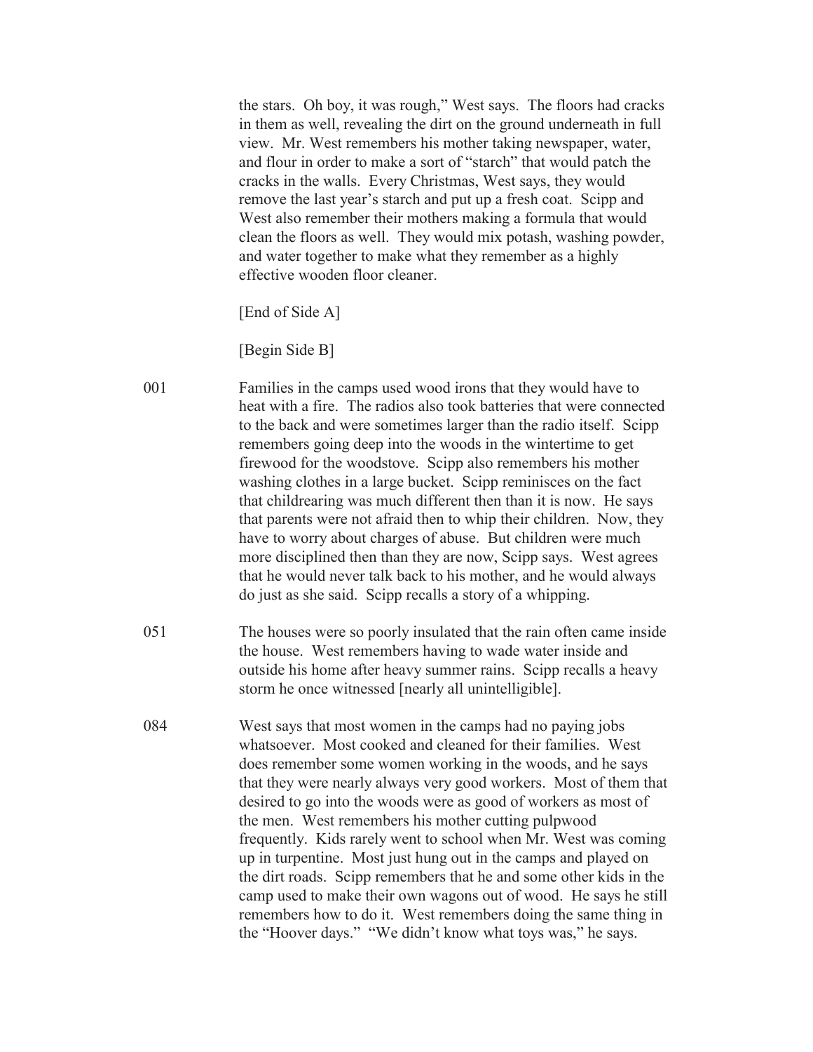the stars. Oh boy, it was rough," West says. The floors had cracks in them as well, revealing the dirt on the ground underneath in full view. Mr. West remembers his mother taking newspaper, water, and flour in order to make a sort of "starch" that would patch the cracks in the walls. Every Christmas, West says, they would remove the last year's starch and put up a fresh coat. Scipp and West also remember their mothers making a formula that would clean the floors as well. They would mix potash, washing powder, and water together to make what they remember as a highly effective wooden floor cleaner.

[End of Side A]

[Begin Side B]

001 Families in the camps used wood irons that they would have to heat with a fire. The radios also took batteries that were connected to the back and were sometimes larger than the radio itself. Scipp remembers going deep into the woods in the wintertime to get firewood for the woodstove. Scipp also remembers his mother washing clothes in a large bucket. Scipp reminisces on the fact that childrearing was much different then than it is now. He says that parents were not afraid then to whip their children. Now, they have to worry about charges of abuse. But children were much more disciplined then than they are now, Scipp says. West agrees that he would never talk back to his mother, and he would always do just as she said. Scipp recalls a story of a whipping.

051 The houses were so poorly insulated that the rain often came inside the house. West remembers having to wade water inside and outside his home after heavy summer rains. Scipp recalls a heavy storm he once witnessed [nearly all unintelligible].

084 West says that most women in the camps had no paying jobs whatsoever. Most cooked and cleaned for their families. West does remember some women working in the woods, and he says that they were nearly always very good workers. Most of them that desired to go into the woods were as good of workers as most of the men. West remembers his mother cutting pulpwood frequently. Kids rarely went to school when Mr. West was coming up in turpentine. Most just hung out in the camps and played on the dirt roads. Scipp remembers that he and some other kids in the camp used to make their own wagons out of wood. He says he still remembers how to do it. West remembers doing the same thing in the "Hoover days." "We didn't know what toys was," he says.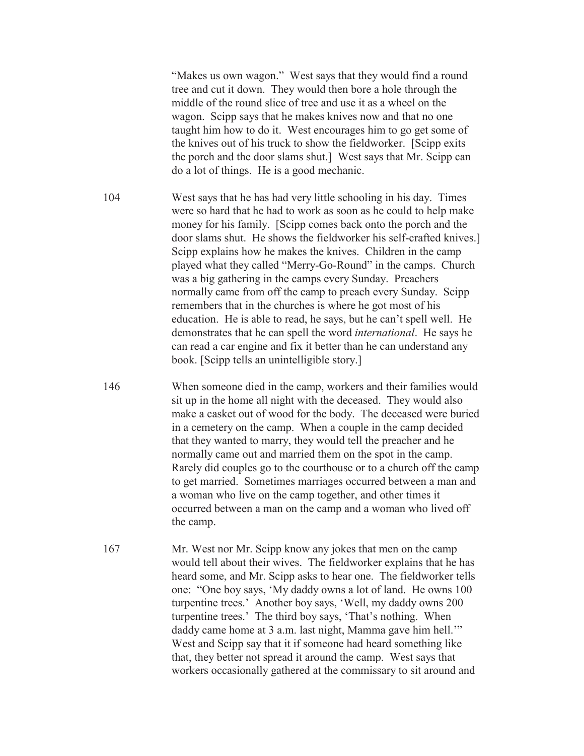"Makes us own wagon." West says that they would find a round tree and cut it down. They would then bore a hole through the middle of the round slice of tree and use it as a wheel on the wagon. Scipp says that he makes knives now and that no one taught him how to do it. West encourages him to go get some of the knives out of his truck to show the fieldworker. [Scipp exits the porch and the door slams shut.] West says that Mr. Scipp can do a lot of things. He is a good mechanic.

104 West says that he has had very little schooling in his day. Times were so hard that he had to work as soon as he could to help make money for his family. [Scipp comes back onto the porch and the door slams shut. He shows the fieldworker his self-crafted knives.] Scipp explains how he makes the knives. Children in the camp played what they called "Merry-Go-Round" in the camps. Church was a big gathering in the camps every Sunday. Preachers normally came from off the camp to preach every Sunday. Scipp remembers that in the churches is where he got most of his education. He is able to read, he says, but he can't spell well. He demonstrates that he can spell the word *international*. He says he can read a car engine and fix it better than he can understand any book. [Scipp tells an unintelligible story.]

146 When someone died in the camp, workers and their families would sit up in the home all night with the deceased. They would also make a casket out of wood for the body. The deceased were buried in a cemetery on the camp. When a couple in the camp decided that they wanted to marry, they would tell the preacher and he normally came out and married them on the spot in the camp. Rarely did couples go to the courthouse or to a church off the camp to get married. Sometimes marriages occurred between a man and a woman who live on the camp together, and other times it occurred between a man on the camp and a woman who lived off the camp.

167 Mr. West nor Mr. Scipp know any jokes that men on the camp would tell about their wives. The fieldworker explains that he has heard some, and Mr. Scipp asks to hear one. The fieldworker tells one: "One boy says, 'My daddy owns a lot of land. He owns 100 turpentine trees.' Another boy says, 'Well, my daddy owns 200 turpentine trees.' The third boy says, 'That's nothing. When daddy came home at 3 a.m. last night, Mamma gave him hell.'" West and Scipp say that it if someone had heard something like that, they better not spread it around the camp. West says that workers occasionally gathered at the commissary to sit around and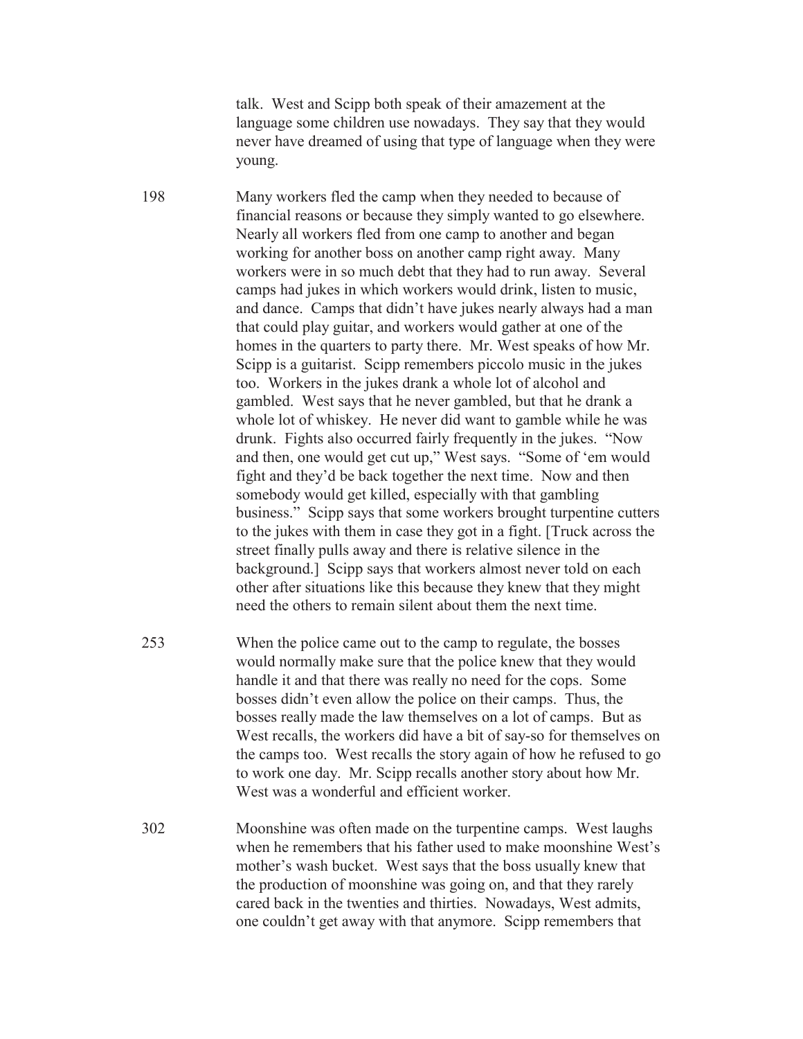talk. West and Scipp both speak of their amazement at the language some children use nowadays. They say that they would never have dreamed of using that type of language when they were young.

198 Many workers fled the camp when they needed to because of financial reasons or because they simply wanted to go elsewhere. Nearly all workers fled from one camp to another and began working for another boss on another camp right away. Many workers were in so much debt that they had to run away. Several camps had jukes in which workers would drink, listen to music, and dance. Camps that didn't have jukes nearly always had a man that could play guitar, and workers would gather at one of the homes in the quarters to party there. Mr. West speaks of how Mr. Scipp is a guitarist. Scipp remembers piccolo music in the jukes too. Workers in the jukes drank a whole lot of alcohol and gambled. West says that he never gambled, but that he drank a whole lot of whiskey. He never did want to gamble while he was drunk. Fights also occurred fairly frequently in the jukes. "Now and then, one would get cut up," West says. "Some of 'em would fight and they'd be back together the next time. Now and then somebody would get killed, especially with that gambling business." Scipp says that some workers brought turpentine cutters to the jukes with them in case they got in a fight. [Truck across the street finally pulls away and there is relative silence in the background.] Scipp says that workers almost never told on each other after situations like this because they knew that they might need the others to remain silent about them the next time.

253 When the police came out to the camp to regulate, the bosses would normally make sure that the police knew that they would handle it and that there was really no need for the cops. Some bosses didn't even allow the police on their camps. Thus, the bosses really made the law themselves on a lot of camps. But as West recalls, the workers did have a bit of say-so for themselves on the camps too. West recalls the story again of how he refused to go to work one day. Mr. Scipp recalls another story about how Mr. West was a wonderful and efficient worker.

302 Moonshine was often made on the turpentine camps. West laughs when he remembers that his father used to make moonshine West's mother's wash bucket. West says that the boss usually knew that the production of moonshine was going on, and that they rarely cared back in the twenties and thirties. Nowadays, West admits, one couldn't get away with that anymore. Scipp remembers that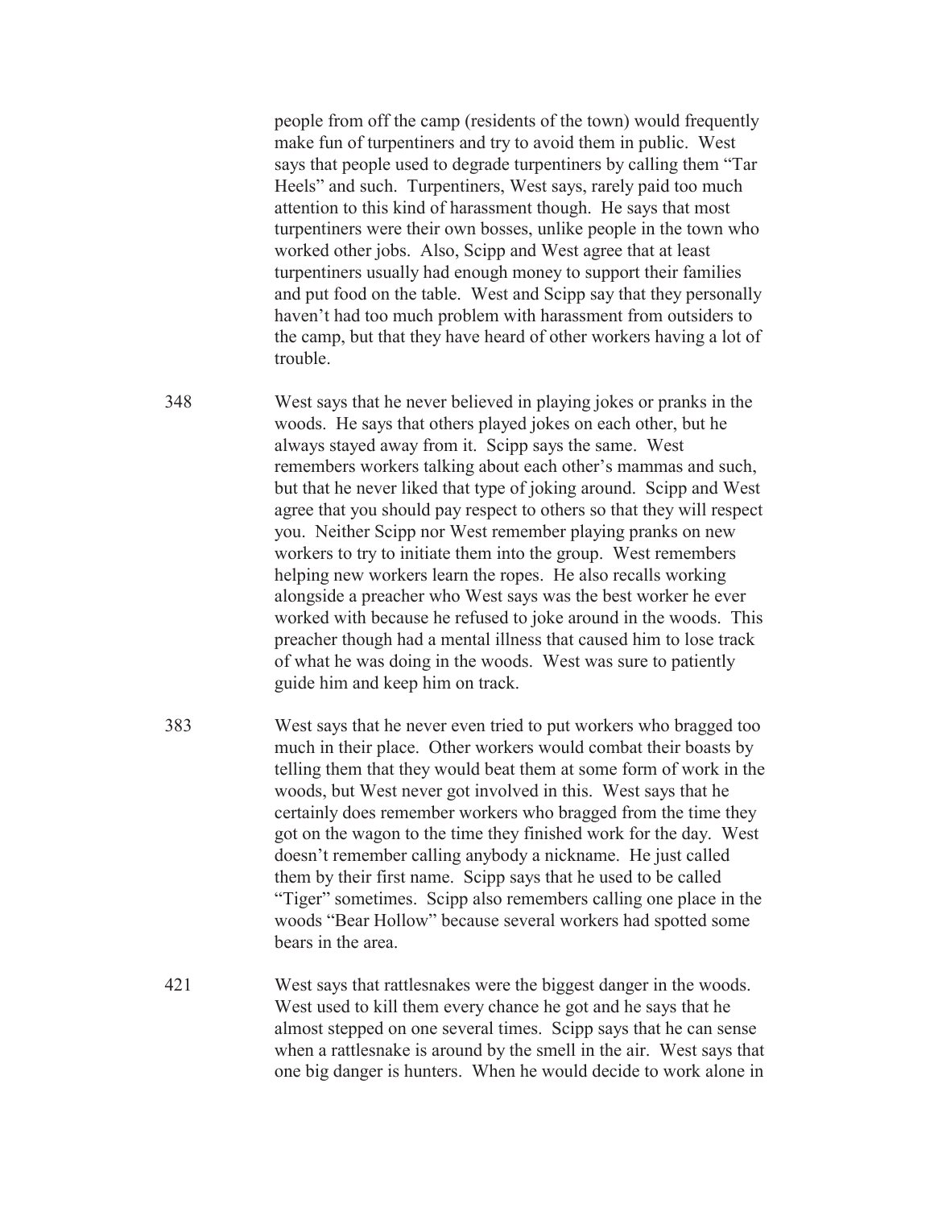people from off the camp (residents of the town) would frequently make fun of turpentiners and try to avoid them in public. West says that people used to degrade turpentiners by calling them "Tar Heels" and such. Turpentiners, West says, rarely paid too much attention to this kind of harassment though. He says that most turpentiners were their own bosses, unlike people in the town who worked other jobs. Also, Scipp and West agree that at least turpentiners usually had enough money to support their families and put food on the table. West and Scipp say that they personally haven't had too much problem with harassment from outsiders to the camp, but that they have heard of other workers having a lot of trouble.

348 West says that he never believed in playing jokes or pranks in the woods. He says that others played jokes on each other, but he always stayed away from it. Scipp says the same. West remembers workers talking about each other's mammas and such, but that he never liked that type of joking around. Scipp and West agree that you should pay respect to others so that they will respect you. Neither Scipp nor West remember playing pranks on new workers to try to initiate them into the group. West remembers helping new workers learn the ropes. He also recalls working alongside a preacher who West says was the best worker he ever worked with because he refused to joke around in the woods. This preacher though had a mental illness that caused him to lose track of what he was doing in the woods. West was sure to patiently guide him and keep him on track.

383 West says that he never even tried to put workers who bragged too much in their place. Other workers would combat their boasts by telling them that they would beat them at some form of work in the woods, but West never got involved in this. West says that he certainly does remember workers who bragged from the time they got on the wagon to the time they finished work for the day. West doesn't remember calling anybody a nickname. He just called them by their first name. Scipp says that he used to be called "Tiger" sometimes. Scipp also remembers calling one place in the woods "Bear Hollow" because several workers had spotted some bears in the area.

421 West says that rattlesnakes were the biggest danger in the woods. West used to kill them every chance he got and he says that he almost stepped on one several times. Scipp says that he can sense when a rattlesnake is around by the smell in the air. West says that one big danger is hunters. When he would decide to work alone in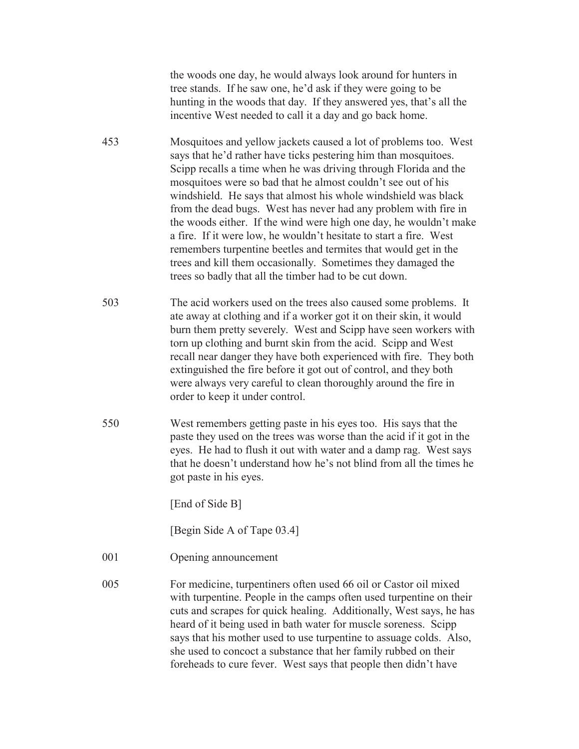the woods one day, he would always look around for hunters in tree stands. If he saw one, he'd ask if they were going to be hunting in the woods that day. If they answered yes, that's all the incentive West needed to call it a day and go back home.

453 Mosquitoes and yellow jackets caused a lot of problems too. West says that he'd rather have ticks pestering him than mosquitoes. Scipp recalls a time when he was driving through Florida and the mosquitoes were so bad that he almost couldn't see out of his windshield. He says that almost his whole windshield was black from the dead bugs. West has never had any problem with fire in the woods either. If the wind were high one day, he wouldn't make a fire. If it were low, he wouldn't hesitate to start a fire. West remembers turpentine beetles and termites that would get in the trees and kill them occasionally. Sometimes they damaged the trees so badly that all the timber had to be cut down.

503 The acid workers used on the trees also caused some problems. It ate away at clothing and if a worker got it on their skin, it would burn them pretty severely. West and Scipp have seen workers with torn up clothing and burnt skin from the acid. Scipp and West recall near danger they have both experienced with fire. They both extinguished the fire before it got out of control, and they both were always very careful to clean thoroughly around the fire in order to keep it under control.

550 West remembers getting paste in his eyes too. His says that the paste they used on the trees was worse than the acid if it got in the eyes. He had to flush it out with water and a damp rag. West says that he doesn't understand how he's not blind from all the times he got paste in his eyes.

[End of Side B]

[Begin Side A of Tape 03.4]

001 Opening announcement

005 For medicine, turpentiners often used 66 oil or Castor oil mixed with turpentine. People in the camps often used turpentine on their cuts and scrapes for quick healing. Additionally, West says, he has heard of it being used in bath water for muscle soreness. Scipp says that his mother used to use turpentine to assuage colds. Also, she used to concoct a substance that her family rubbed on their foreheads to cure fever. West says that people then didn't have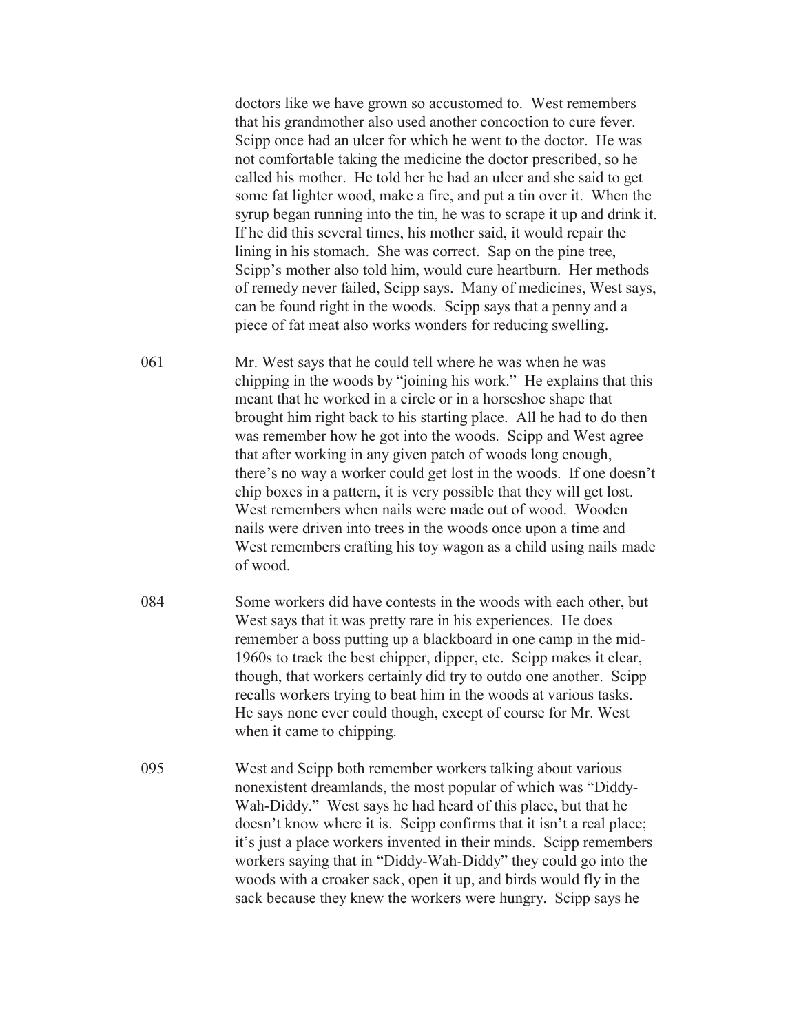doctors like we have grown so accustomed to. West remembers that his grandmother also used another concoction to cure fever. Scipp once had an ulcer for which he went to the doctor. He was not comfortable taking the medicine the doctor prescribed, so he called his mother. He told her he had an ulcer and she said to get some fat lighter wood, make a fire, and put a tin over it. When the syrup began running into the tin, he was to scrape it up and drink it. If he did this several times, his mother said, it would repair the lining in his stomach. She was correct. Sap on the pine tree, Scipp's mother also told him, would cure heartburn. Her methods of remedy never failed, Scipp says. Many of medicines, West says, can be found right in the woods. Scipp says that a penny and a piece of fat meat also works wonders for reducing swelling.

061 Mr. West says that he could tell where he was when he was chipping in the woods by "joining his work." He explains that this meant that he worked in a circle or in a horseshoe shape that brought him right back to his starting place. All he had to do then was remember how he got into the woods. Scipp and West agree that after working in any given patch of woods long enough, there's no way a worker could get lost in the woods. If one doesn't chip boxes in a pattern, it is very possible that they will get lost. West remembers when nails were made out of wood. Wooden nails were driven into trees in the woods once upon a time and West remembers crafting his toy wagon as a child using nails made of wood.

084 Some workers did have contests in the woods with each other, but West says that it was pretty rare in his experiences. He does remember a boss putting up a blackboard in one camp in the mid-1960s to track the best chipper, dipper, etc. Scipp makes it clear, though, that workers certainly did try to outdo one another. Scipp recalls workers trying to beat him in the woods at various tasks. He says none ever could though, except of course for Mr. West when it came to chipping.

095 West and Scipp both remember workers talking about various nonexistent dreamlands, the most popular of which was "Diddy-Wah-Diddy." West says he had heard of this place, but that he doesn't know where it is. Scipp confirms that it isn't a real place; it's just a place workers invented in their minds. Scipp remembers workers saying that in "Diddy-Wah-Diddy" they could go into the woods with a croaker sack, open it up, and birds would fly in the sack because they knew the workers were hungry. Scipp says he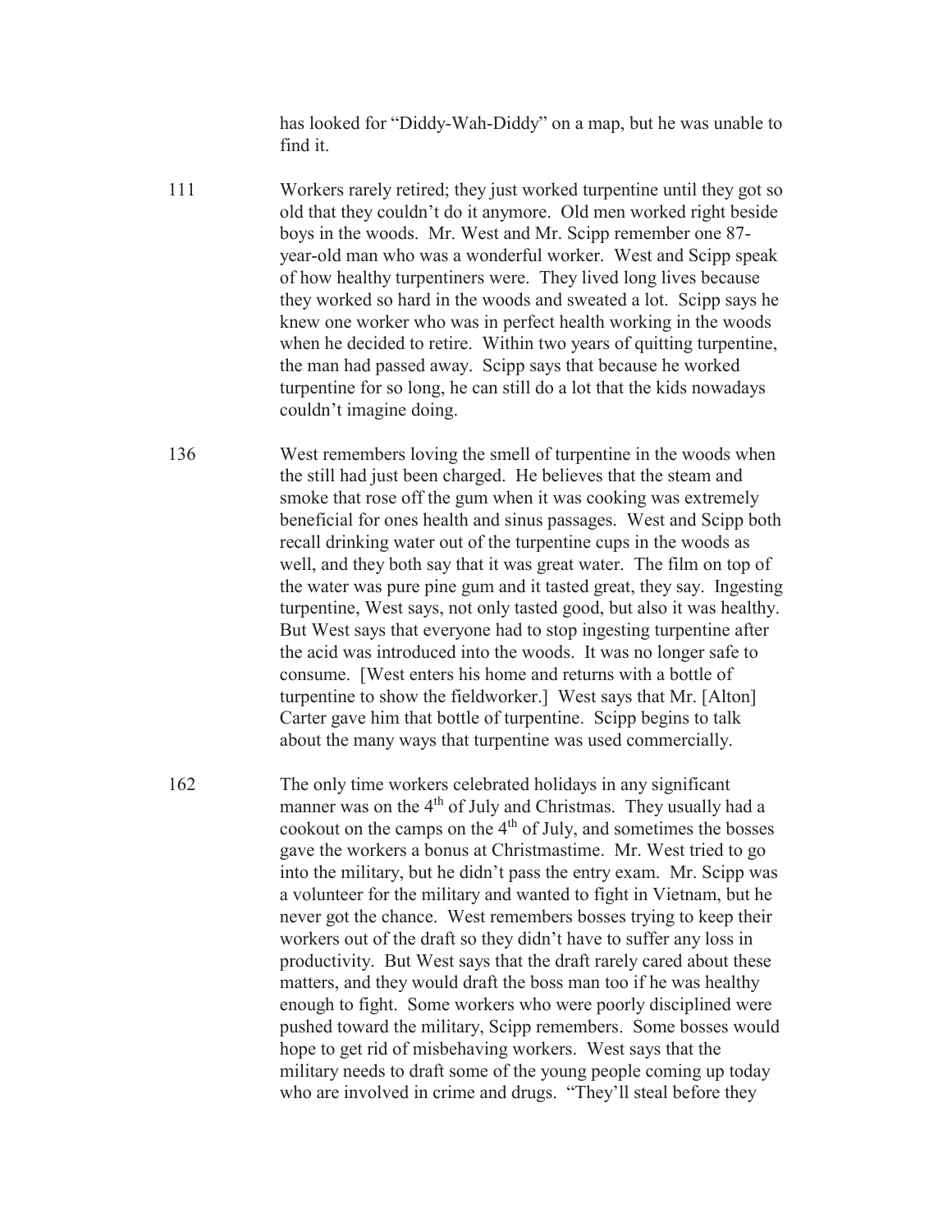has looked for "Diddy-Wah-Diddy" on a map, but he was unable to find it.

| | |
|---|---|
| 111 | Workers rarely retired; they just worked turpentine until they got so old that they couldn't do it anymore. Old men worked right beside boys in the woods. Mr. West and Mr. Scipp remember one 87-year-old man who was a wonderful worker. West and Scipp speak of how healthy turpentiners were. They lived long lives because they worked so hard in the woods and sweated a lot. Scipp says he knew one worker who was in perfect health working in the woods when he decided to retire. Within two years of quitting turpentine, the man had passed away. Scipp says that because he worked turpentine for so long, he can still do a lot that the kids nowadays couldn't imagine doing. |
| 136 | West remembers loving the smell of turpentine in the woods when the still had just been charged. He believes that the steam and smoke that rose off the gum when it was cooking was extremely beneficial for ones health and sinus passages. West and Scipp both recall drinking water out of the turpentine cups in the woods as well, and they both say that it was great water. The film on top of the water was pure pine gum and it tasted great, they say. Ingesting turpentine, West says, not only tasted good, but also it was healthy. But West says that everyone had to stop ingesting turpentine after the acid was introduced into the woods. It was no longer safe to consume. [West enters his home and returns with a bottle of turpentine to show the fieldworker.] West says that Mr. [Alton] Carter gave him that bottle of turpentine. Scipp begins to talk about the many ways that turpentine was used commercially. |
| 162 | The only time workers celebrated holidays in any significant manner was on the 4th of July and Christmas. They usually had a cookout on the camps on the 4th of July, and sometimes the bosses gave the workers a bonus at Christmastime. Mr. West tried to go into the military, but he didn't pass the entry exam. Mr. Scipp was a volunteer for the military and wanted to fight in Vietnam, but he never got the chance. West remembers bosses trying to keep their workers out of the draft so they didn't have to suffer any loss in productivity. But West says that the draft rarely cared about these matters, and they would draft the boss man too if he was healthy enough to fight. Some workers who were poorly disciplined were pushed toward the military, Scipp remembers. Some bosses would hope to get rid of misbehaving workers. West says that the military needs to draft some of the young people coming up today who are involved in crime and drugs. "They'll steal before they |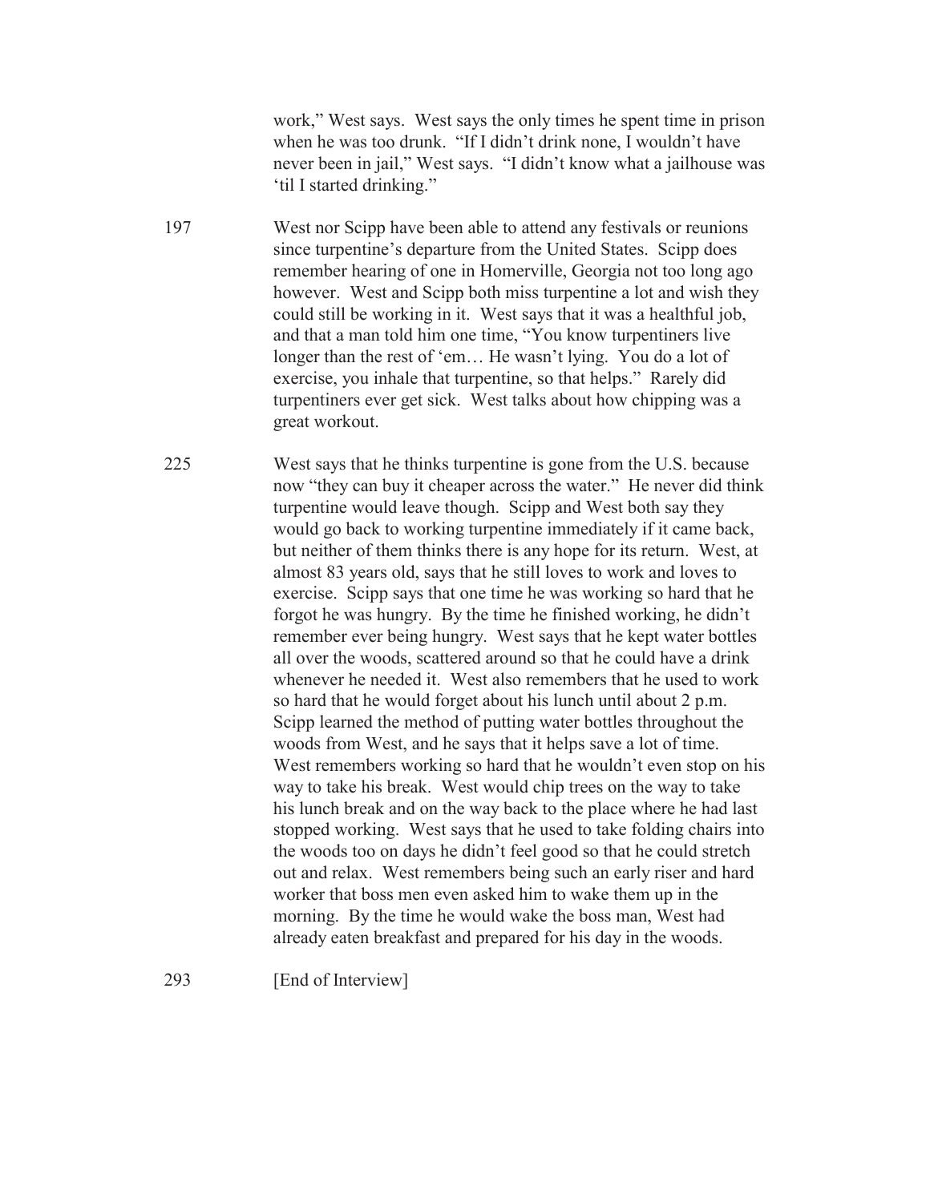work," West says. West says the only times he spent time in prison when he was too drunk. "If I didn't drink none, I wouldn't have never been in jail," West says. "I didn't know what a jailhouse was 'til I started drinking."

197 West nor Scipp have been able to attend any festivals or reunions since turpentine's departure from the United States. Scipp does remember hearing of one in Homerville, Georgia not too long ago however. West and Scipp both miss turpentine a lot and wish they could still be working in it. West says that it was a healthful job, and that a man told him one time, "You know turpentiners live longer than the rest of 'em… He wasn't lying. You do a lot of exercise, you inhale that turpentine, so that helps." Rarely did turpentiners ever get sick. West talks about how chipping was a great workout.

225 West says that he thinks turpentine is gone from the U.S. because now "they can buy it cheaper across the water." He never did think turpentine would leave though. Scipp and West both say they would go back to working turpentine immediately if it came back, but neither of them thinks there is any hope for its return. West, at almost 83 years old, says that he still loves to work and loves to exercise. Scipp says that one time he was working so hard that he forgot he was hungry. By the time he finished working, he didn't remember ever being hungry. West says that he kept water bottles all over the woods, scattered around so that he could have a drink whenever he needed it. West also remembers that he used to work so hard that he would forget about his lunch until about 2 p.m. Scipp learned the method of putting water bottles throughout the woods from West, and he says that it helps save a lot of time. West remembers working so hard that he wouldn't even stop on his way to take his break. West would chip trees on the way to take his lunch break and on the way back to the place where he had last stopped working. West says that he used to take folding chairs into the woods too on days he didn't feel good so that he could stretch out and relax. West remembers being such an early riser and hard worker that boss men even asked him to wake them up in the morning. By the time he would wake the boss man, West had already eaten breakfast and prepared for his day in the woods.

293 [End of Interview]